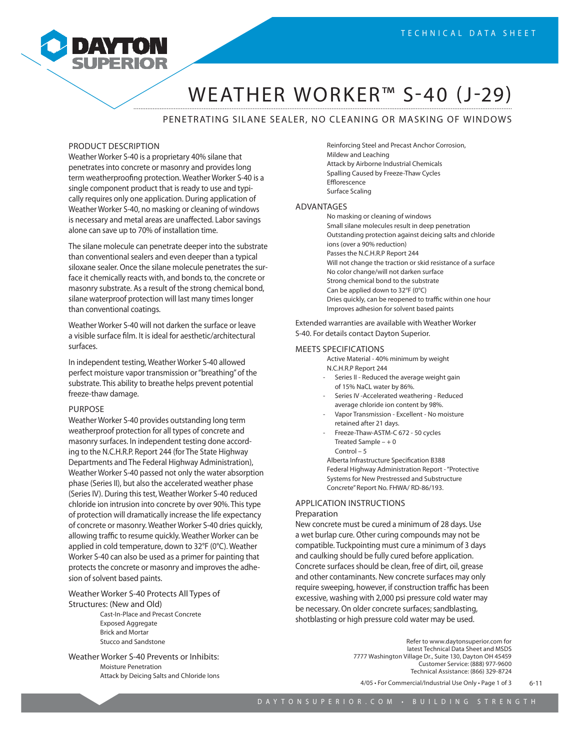# WEATHER WORKER™ S-40 (J-29)

## PENETRATING SILANE SEALER, NO CLEANING OR MASKING OF WINDOWS

### PRODUCT DESCRIPTION

Weather Worker S-40 is a proprietary 40% silane that penetrates into concrete or masonry and provides long term weatherproofing protection. Weather Worker S-40 is a single component product that is ready to use and typically requires only one application. During application of Weather Worker S-40, no masking or cleaning of windows is necessary and metal areas are unaffected. Labor savings alone can save up to 70% of installation time.

The silane molecule can penetrate deeper into the substrate than conventional sealers and even deeper than a typical siloxane sealer. Once the silane molecule penetrates the surface it chemically reacts with, and bonds to, the concrete or masonry substrate. As a result of the strong chemical bond, silane waterproof protection will last many times longer than conventional coatings.

Weather Worker S-40 will not darken the surface or leave a visible surface film. It is ideal for aesthetic/architectural surfaces.

In independent testing, Weather Worker S-40 allowed perfect moisture vapor transmission or "breathing" of the substrate. This ability to breathe helps prevent potential freeze-thaw damage.

### PURPOSE

Weather Worker S-40 provides outstanding long term weatherproof protection for all types of concrete and masonry surfaces. In independent testing done according to the N.C.H.R.P. Report 244 (for The State Highway Departments and The Federal Highway Administration), Weather Worker S-40 passed not only the water absorption phase (Series II), but also the accelerated weather phase (Series IV). During this test, Weather Worker S-40 reduced chloride ion intrusion into concrete by over 90%. This type of protection will dramatically increase the life expectancy of concrete or masonry. Weather Worker S-40 dries quickly, allowing traffic to resume quickly. Weather Worker can be applied in cold temperature, down to 32°F (0°C). Weather Worker S-40 can also be used as a primer for painting that protects the concrete or masonry and improves the adhesion of solvent based paints.

#### Weather Worker S-40 Protects All Types of Structures: (New and Old)

- Cast-In-Place and Precast Concrete
- Exposed Aggregate
- Brick and Mortar
- Stucco and Sandstone

#### Weather Worker S-40 Prevents or Inhibits:

- Moisture Penetration
- Attack by Deicing Salts and Chloride Ions
- Reinforcing Steel and Precast Anchor Corrosion,
- Mildew and Leaching
- Attack by Airborne Industrial Chemicals
- Spalling Caused by Freeze-Thaw Cycles
- Efflorescence
- Surface Scaling

### ADVANTAGES

- No masking or cleaning of windows
- Small silane molecules result in deep penetration
- Outstanding protection against deicing salts and chloride ions (over a 90% reduction)
- Passes the N.C.H.R.P Report 244
- Will not change the traction or skid resistance of a surface
- No color change/will not darken surface
- Strong chemical bond to the substrate
- Can be applied down to 32°F (0°C)
- Dries quickly, can be reopened to traffic within one hour
- Improves adhesion for solvent based paints

Extended warranties are available with Weather Worker S-40. For details contact Dayton Superior.

### MEETS SPECIFICATIONS

Active Material - 40% minimum by weight

N.C.H.R.P Report 244

- Series II - Reduced the average weight gain of 15% NaCL water by 86%.
- Series IV -Accelerated weathering - Reduced average chloride ion content by 98%.
- Vapor Transmission - Excellent - No moisture retained after 21 days.
- Freeze-Thaw-ASTM-C 672 - 50 cycles
  Treated Sample – + 0
  Control – 5

Alberta Infrastructure Specification B388

Federal Highway Administration Report - "Protective Systems for New Prestressed and Substructure Concrete" Report No. FHWA/ RD-86/193.

### APPLICATION INSTRUCTIONS

#### Preparation

New concrete must be cured a minimum of 28 days. Use a wet burlap cure. Other curing compounds may not be compatible. Tuckpointing must cure a minimum of 3 days and caulking should be fully cured before application. Concrete surfaces should be clean, free of dirt, oil, grease and other contaminants. New concrete surfaces may only require sweeping, however, if construction traffic has been excessive, washing with 2,000 psi pressure cold water may be necessary. On older concrete surfaces; sandblasting, shotblasting or high pressure cold water may be used.

Refer to www.daytonsuperior.com for latest Technical Data Sheet and MSDS
7777 Washington Village Dr., Suite 130, Dayton OH 45459
Customer Service: (888) 977-9600
Technical Assistance: (866) 329-8724

4/05 • For Commercial/Industrial Use Only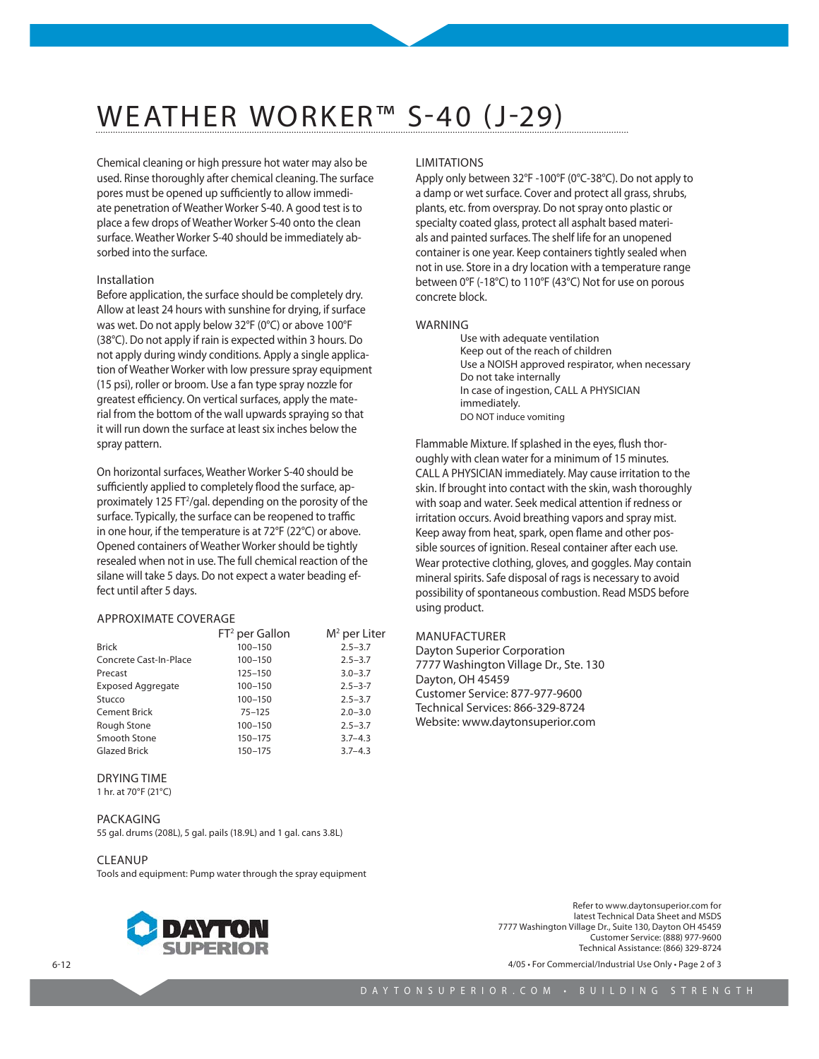# WEATHER WORKER™ S-40 (J-29)

Chemical cleaning or high pressure hot water may also be used. Rinse thoroughly after chemical cleaning. The surface pores must be opened up sufficiently to allow immediate penetration of Weather Worker S-40. A good test is to place a few drops of Weather Worker S-40 onto the clean surface. Weather Worker S-40 should be immediately absorbed into the surface.

### Installation

Before application, the surface should be completely dry. Allow at least 24 hours with sunshine for drying, if surface was wet. Do not apply below 32°F (0°C) or above 100°F (38°C). Do not apply if rain is expected within 3 hours. Do not apply during windy conditions. Apply a single application of Weather Worker with low pressure spray equipment (15 psi), roller or broom. Use a fan type spray nozzle for greatest efficiency. On vertical surfaces, apply the material from the bottom of the wall upwards spraying so that it will run down the surface at least six inches below the spray pattern.

On horizontal surfaces, Weather Worker S-40 should be sufficiently applied to completely flood the surface, approximately 125 $FT^2$/gal. depending on the porosity of the surface. Typically, the surface can be reopened to traffic in one hour, if the temperature is at 72°F (22°C) or above. Opened containers of Weather Worker should be tightly resealed when not in use. The full chemical reaction of the silane will take 5 days. Do not expect a water beading effect until after 5 days.

### APPROXIMATE COVERAGE

| | $FT^2$ per Gallon | $M^2$ per Liter |
|---|---|---|
| Brick | 100–150 | 2.5–3.7 |
| Concrete Cast-In-Place | 100–150 | 2.5–3.7 |
| Precast | 125–150 | 3.0–3.7 |
| Exposed Aggregate | 100–150 | 2.5–3-7 |
| Stucco | 100–150 | 2.5–3.7 |
| Cement Brick | 75–125 | 2.0–3.0 |
| Rough Stone | 100–150 | 2.5–3.7 |
| Smooth Stone | 150–175 | 3.7–4.3 |
| Glazed Brick | 150–175 | 3.7–4.3 |

### DRYING TIME

1 hr. at 70°F (21°C)

### PACKAGING

55 gal. drums (208L), 5 gal. pails (18.9L) and 1 gal. cans 3.8L)

### CLEANUP

Tools and equipment: Pump water through the spray equipment

### LIMITATIONS

Apply only between 32°F -100°F (0°C-38°C). Do not apply to a damp or wet surface. Cover and protect all grass, shrubs, plants, etc. from overspray. Do not spray onto plastic or specialty coated glass, protect all asphalt based materials and painted surfaces. The shelf life for an unopened container is one year. Keep containers tightly sealed when not in use. Store in a dry location with a temperature range between 0°F (-18°C) to 110°F (43°C) Not for use on porous concrete block.

### WARNING

Use with adequate ventilation
Keep out of the reach of children
Use a NOISH approved respirator, when necessary
Do not take internally
In case of ingestion, CALL A PHYSICIAN immediately.
DO NOT induce vomiting

Flammable Mixture. If splashed in the eyes, flush thoroughly with clean water for a minimum of 15 minutes. CALL A PHYSICIAN immediately. May cause irritation to the skin. If brought into contact with the skin, wash thoroughly with soap and water. Seek medical attention if redness or irritation occurs. Avoid breathing vapors and spray mist. Keep away from heat, spark, open flame and other possible sources of ignition. Reseal container after each use. Wear protective clothing, gloves, and goggles. May contain mineral spirits. Safe disposal of rags is necessary to avoid possibility of spontaneous combustion. Read MSDS before using product.

### MANUFACTURER

Dayton Superior Corporation
7777 Washington Village Dr., Ste. 130
Dayton, OH 45459
Customer Service: 877-977-9600
Technical Services: 866-329-8724
Website: www.daytonsuperior.com

Refer to www.daytonsuperior.com for latest Technical Data Sheet and MSDS
7777 Washington Village Dr., Suite 130, Dayton OH 45459
Customer Service: (888) 977-9600
Technical Assistance: (866) 329-8724

4/05 • For Commercial/Industrial Use Only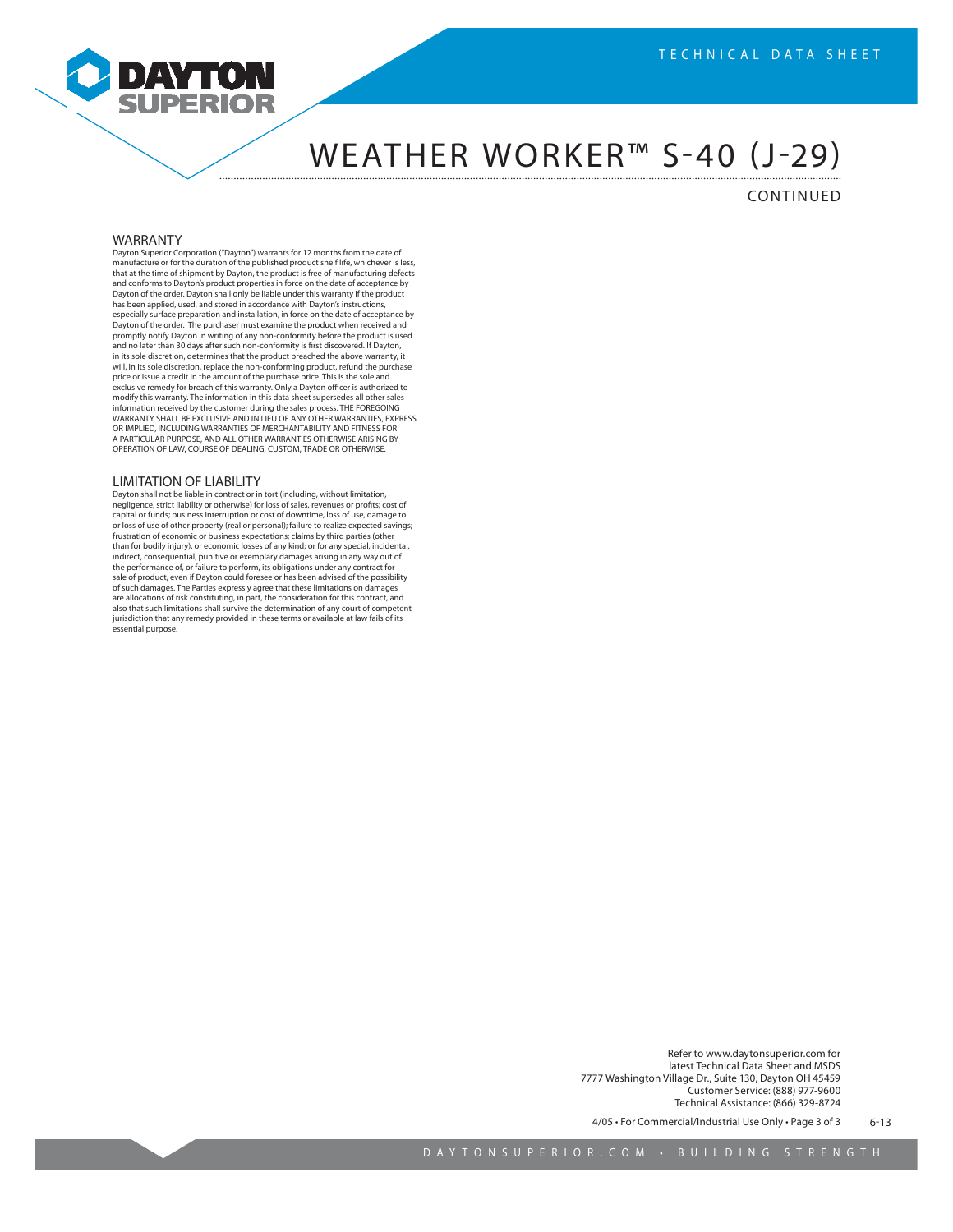# WEATHER WORKER™ S-40 (J-29)

CONTINUED

## WARRANTY

Dayton Superior Corporation ("Dayton") warrants for 12 months from the date of manufacture or for the duration of the published product shelf life, whichever is less, that at the time of shipment by Dayton, the product is free of manufacturing defects and conforms to Dayton's product properties in force on the date of acceptance by Dayton of the order. Dayton shall only be liable under this warranty if the product has been applied, used, and stored in accordance with Dayton's instructions, especially surface preparation and installation, in force on the date of acceptance by Dayton of the order. The purchaser must examine the product when received and promptly notify Dayton in writing of any non-conformity before the product is used and no later than 30 days after such non-conformity is first discovered. If Dayton, in its sole discretion, determines that the product breached the above warranty, it will, in its sole discretion, replace the non-conforming product, refund the purchase price or issue a credit in the amount of the purchase price. This is the sole and exclusive remedy for breach of this warranty. Only a Dayton officer is authorized to modify this warranty. The information in this data sheet supersedes all other sales information received by the customer during the sales process. THE FOREGOING WARRANTY SHALL BE EXCLUSIVE AND IN LIEU OF ANY OTHER WARRANTIES, EXPRESS OR IMPLIED, INCLUDING WARRANTIES OF MERCHANTABILITY AND FITNESS FOR A PARTICULAR PURPOSE, AND ALL OTHER WARRANTIES OTHERWISE ARISING BY OPERATION OF LAW, COURSE OF DEALING, CUSTOM, TRADE OR OTHERWISE.

## LIMITATION OF LIABILITY

Dayton shall not be liable in contract or in tort (including, without limitation, negligence, strict liability or otherwise) for loss of sales, revenues or profits; cost of capital or funds; business interruption or cost of downtime, loss of use, damage to or loss of use of other property (real or personal); failure to realize expected savings; frustration of economic or business expectations; claims by third parties (other than for bodily injury), or economic losses of any kind; or for any special, incidental, indirect, consequential, punitive or exemplary damages arising in any way out of the performance of, or failure to perform, its obligations under any contract for sale of product, even if Dayton could foresee or has been advised of the possibility of such damages. The Parties expressly agree that these limitations on damages are allocations of risk constituting, in part, the consideration for this contract, and also that such limitations shall survive the determination of any court of competent jurisdiction that any remedy provided in these terms or available at law fails of its essential purpose.

Refer to www.daytonsuperior.com for latest Technical Data Sheet and MSDS
7777 Washington Village Dr., Suite 130, Dayton OH 45459
Customer Service: (888) 977-9600
Technical Assistance: (866) 329-8724

4/05 • For Commercial/Industrial Use Only